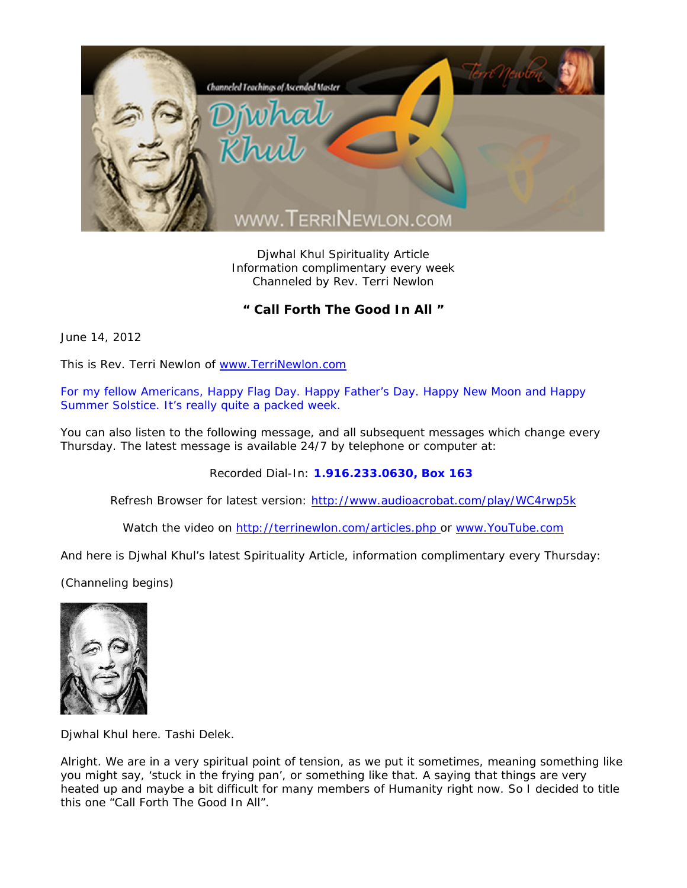Djwhal Khul Spirituality Article
Information complimentary every week
Channeled by Rev. Terri Newlon

## " Call Forth The Good In All "

June 14, 2012

This is Rev. Terri Newlon of www.TerriNewlon.com

For my fellow Americans, Happy Flag Day. Happy Father's Day. Happy New Moon and Happy Summer Solstice. It's really quite a packed week.

You can also listen to the following message, and all subsequent messages which change every Thursday. The latest message is available 24/7 by telephone or computer at:

Recorded Dial-In: **1.916.233.0630, Box 163**

Refresh Browser for latest version: http://www.audioacrobat.com/play/WC4rwp5k

Watch the video on http://terrinewlon.com/articles.php or www.YouTube.com

And here is Djwhal Khul's latest Spirituality Article, information complimentary every Thursday:

(Channeling begins)

Djwhal Khul here. Tashi Delek.

Alright. We are in a very spiritual point of tension, as we put it sometimes, meaning something like you might say, 'stuck in the frying pan', or something like that. A saying that things are very heated up and maybe a bit difficult for many members of Humanity right now. So I decided to title this one "Call Forth The Good In All".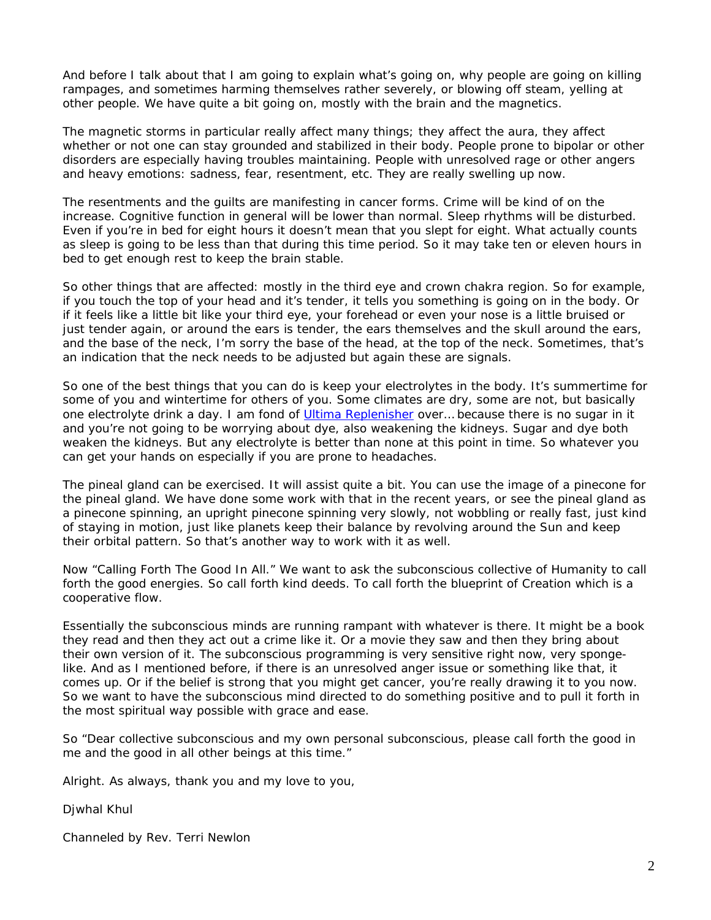And before I talk about that I am going to explain what's going on, why people are going on killing rampages, and sometimes harming themselves rather severely, or blowing off steam, yelling at other people. We have quite a bit going on, mostly with the brain and the magnetics.

The magnetic storms in particular really affect many things; they affect the aura, they affect whether or not one can stay grounded and stabilized in their body. People prone to bipolar or other disorders are especially having troubles maintaining. People with unresolved rage or other angers and heavy emotions: sadness, fear, resentment, etc. They are really swelling up now.

The resentments and the guilts are manifesting in cancer forms. Crime will be kind of on the increase. Cognitive function in general will be lower than normal. Sleep rhythms will be disturbed. Even if you're in bed for eight hours it doesn't mean that you slept for eight. What actually counts as sleep is going to be less than that during this time period. So it may take ten or eleven hours in bed to get enough rest to keep the brain stable.

So other things that are affected: mostly in the third eye and crown chakra region. So for example, if you touch the top of your head and it's tender, it tells you something is going on in the body. Or if it feels like a little bit like your third eye, your forehead or even your nose is a little bruised or just tender again, or around the ears is tender, the ears themselves and the skull around the ears, and the base of the neck, I'm sorry the base of the head, at the top of the neck. Sometimes, that's an indication that the neck needs to be adjusted but again these are signals.

So one of the best things that you can do is keep your electrolytes in the body. It's summertime for some of you and wintertime for others of you. Some climates are dry, some are not, but basically one electrolyte drink a day. I am fond of [Ultima Replenisher] over… because there is no sugar in it and you're not going to be worrying about dye, also weakening the kidneys. Sugar and dye both weaken the kidneys. But any electrolyte is better than none at this point in time. So whatever you can get your hands on especially if you are prone to headaches.

The pineal gland can be exercised. It will assist quite a bit. You can use the image of a pinecone for the pineal gland. We have done some work with that in the recent years, or see the pineal gland as a pinecone spinning, an upright pinecone spinning very slowly, not wobbling or really fast, just kind of staying in motion, just like planets keep their balance by revolving around the Sun and keep their orbital pattern. So that's another way to work with it as well.

Now "Calling Forth The Good In All." We want to ask the subconscious collective of Humanity to call forth the good energies. So call forth kind deeds. To call forth the blueprint of Creation which is a cooperative flow.

Essentially the subconscious minds are running rampant with whatever is there. It might be a book they read and then they act out a crime like it. Or a movie they saw and then they bring about their own version of it. The subconscious programming is very sensitive right now, very sponge-like. And as I mentioned before, if there is an unresolved anger issue or something like that, it comes up. Or if the belief is strong that you might get cancer, you're really drawing it to you now. So we want to have the subconscious mind directed to do something positive and to pull it forth in the most spiritual way possible with grace and ease.

So "Dear collective subconscious and my own personal subconscious, please call forth the good in me and the good in all other beings at this time."

Alright. As always, thank you and my love to you,

Djwhal Khul

Channeled by Rev. Terri Newlon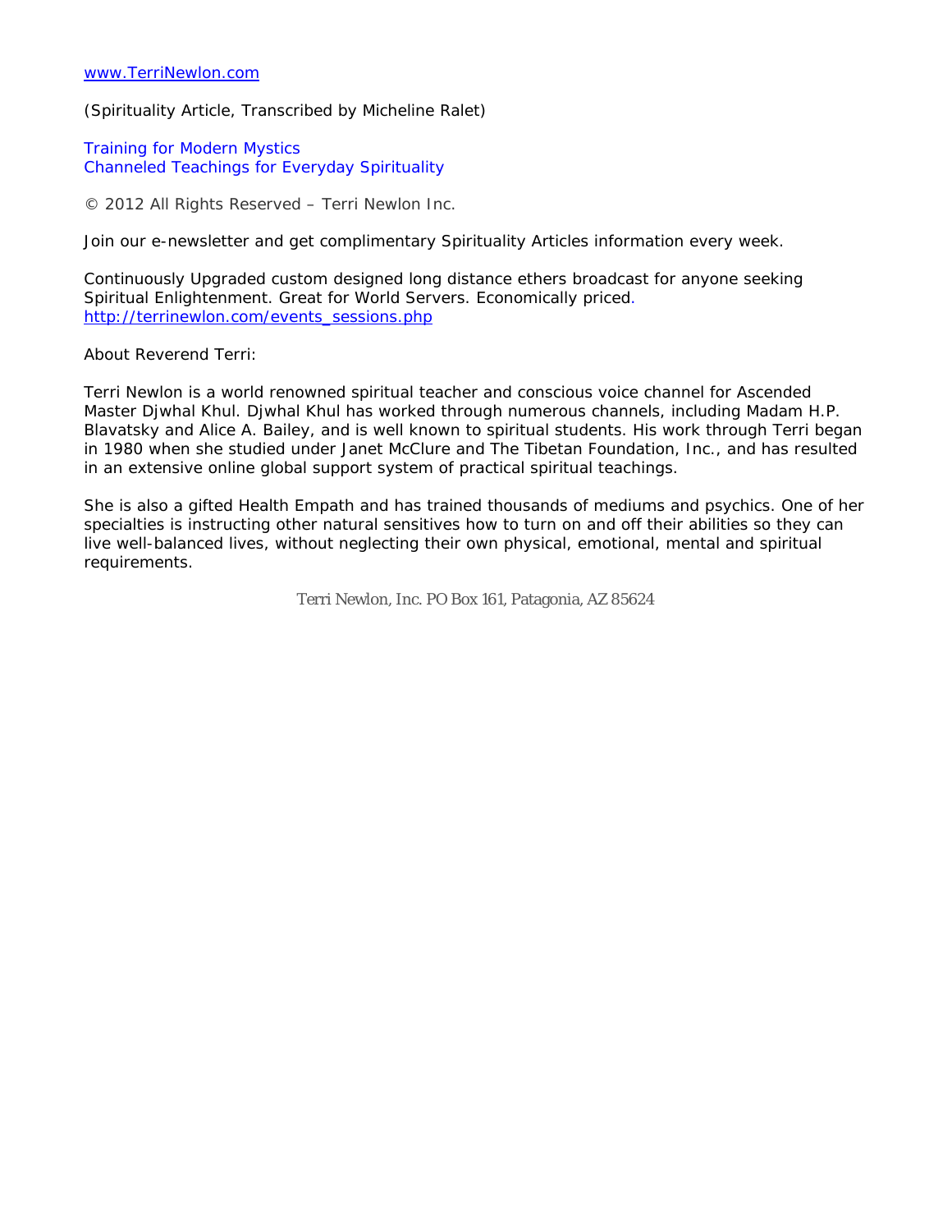[www.TerriNewlon.com](http://www.TerriNewlon.com)

(Spirituality Article, Transcribed by Micheline Ralet)

Training for Modern Mystics
Channeled Teachings for Everyday Spirituality

© 2012 All Rights Reserved – Terri Newlon Inc.

Join our e-newsletter and get complimentary Spirituality Articles information every week.

Continuously Upgraded custom designed long distance ethers broadcast for anyone seeking Spiritual Enlightenment. Great for World Servers. Economically priced.
[http://terrinewlon.com/events_sessions.php](http://terrinewlon.com/events_sessions.php)

About Reverend Terri:

Terri Newlon is a world renowned spiritual teacher and conscious voice channel for Ascended Master Djwhal Khul. Djwhal Khul has worked through numerous channels, including Madam H.P. Blavatsky and Alice A. Bailey, and is well known to spiritual students. His work through Terri began in 1980 when she studied under Janet McClure and The Tibetan Foundation, Inc., and has resulted in an extensive online global support system of practical spiritual teachings.

She is also a gifted Health Empath and has trained thousands of mediums and psychics. One of her specialties is instructing other natural sensitives how to turn on and off their abilities so they can live well-balanced lives, without neglecting their own physical, emotional, mental and spiritual requirements.

Terri Newlon, Inc. PO Box 161, Patagonia, AZ 85624